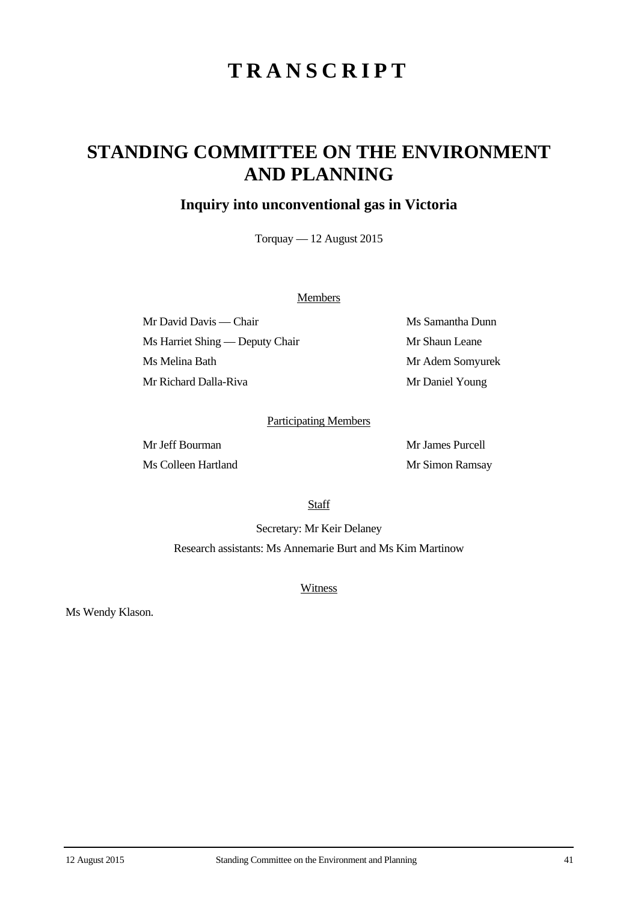# TRANSCRIPT

## STANDING COMMITTEE ON THE ENVIRONMENT AND PLANNING

### Inquiry into unconventional gas in Victoria

Torquay — 12 August 2015

Members

Mr David Davis — Chair

Ms Harriet Shing — Deputy Chair

Ms Melina Bath

Mr Richard Dalla-Riva

Ms Samantha Dunn

Mr Shaun Leane

Mr Adem Somyurek

Mr Daniel Young

Participating Members

Mr Jeff Bourman

Ms Colleen Hartland

Mr James Purcell

Mr Simon Ramsay

Staff

Secretary: Mr Keir Delaney

Research assistants: Ms Annemarie Burt and Ms Kim Martinow

Witness

Ms Wendy Klason.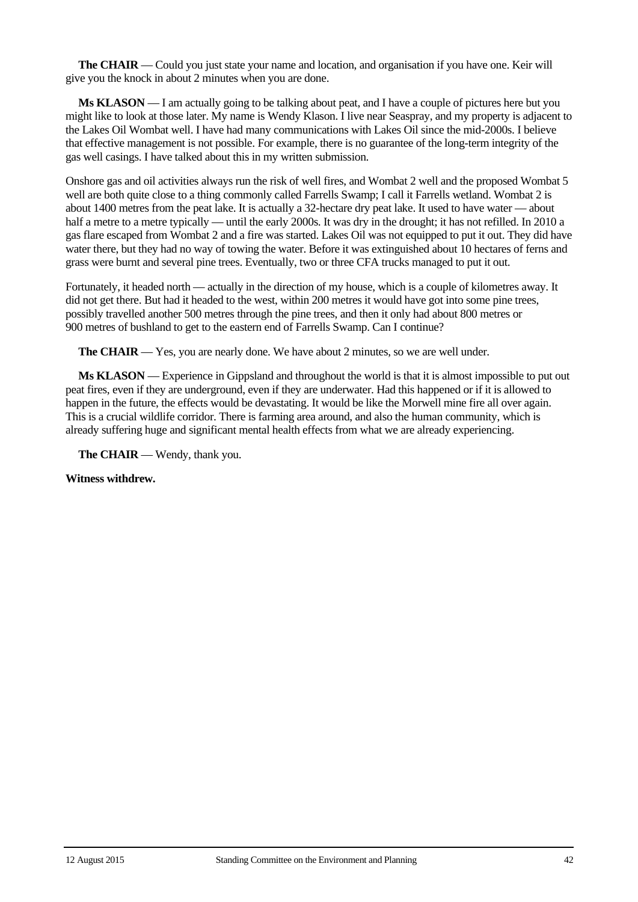**The CHAIR** — Could you just state your name and location, and organisation if you have one. Keir will give you the knock in about 2 minutes when you are done.

**Ms KLASON** — I am actually going to be talking about peat, and I have a couple of pictures here but you might like to look at those later. My name is Wendy Klason. I live near Seaspray, and my property is adjacent to the Lakes Oil Wombat well. I have had many communications with Lakes Oil since the mid-2000s. I believe that effective management is not possible. For example, there is no guarantee of the long-term integrity of the gas well casings. I have talked about this in my written submission.

Onshore gas and oil activities always run the risk of well fires, and Wombat 2 well and the proposed Wombat 5 well are both quite close to a thing commonly called Farrells Swamp; I call it Farrells wetland. Wombat 2 is about 1400 metres from the peat lake. It is actually a 32-hectare dry peat lake. It used to have water — about half a metre to a metre typically — until the early 2000s. It was dry in the drought; it has not refilled. In 2010 a gas flare escaped from Wombat 2 and a fire was started. Lakes Oil was not equipped to put it out. They did have water there, but they had no way of towing the water. Before it was extinguished about 10 hectares of ferns and grass were burnt and several pine trees. Eventually, two or three CFA trucks managed to put it out.

Fortunately, it headed north — actually in the direction of my house, which is a couple of kilometres away. It did not get there. But had it headed to the west, within 200 metres it would have got into some pine trees, possibly travelled another 500 metres through the pine trees, and then it only had about 800 metres or 900 metres of bushland to get to the eastern end of Farrells Swamp. Can I continue?

**The CHAIR** — Yes, you are nearly done. We have about 2 minutes, so we are well under.

**Ms KLASON** — Experience in Gippsland and throughout the world is that it is almost impossible to put out peat fires, even if they are underground, even if they are underwater. Had this happened or if it is allowed to happen in the future, the effects would be devastating. It would be like the Morwell mine fire all over again. This is a crucial wildlife corridor. There is farming area around, and also the human community, which is already suffering huge and significant mental health effects from what we are already experiencing.

**The CHAIR** — Wendy, thank you.

**Witness withdrew.**